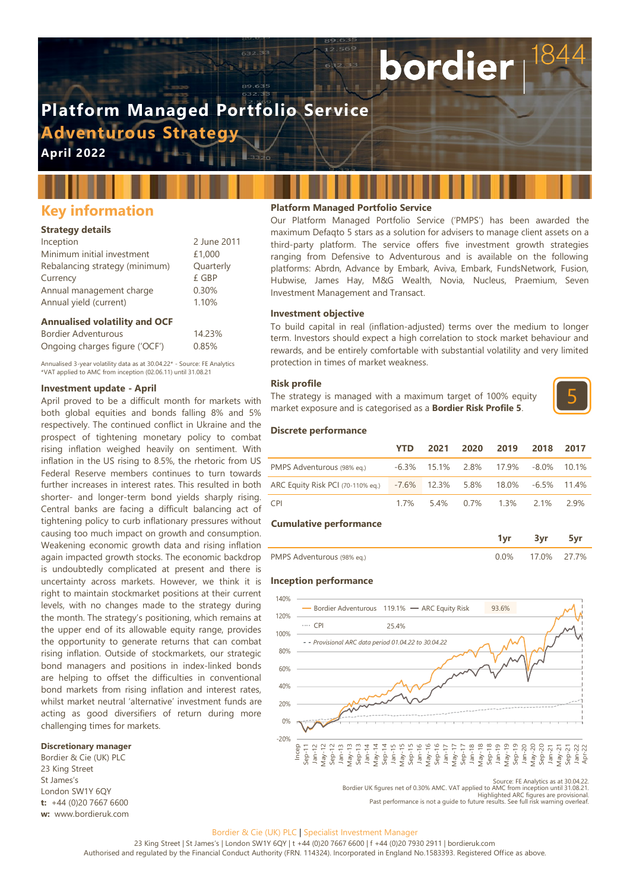# Platform Managed Portfolio Service

## Adventurous Strategy

**April 2022**

## Key information

### Strategy details

| | |
|---|---|
| Inception | 2 June 2011 |
| Minimum initial investment | £1,000 |
| Rebalancing strategy (minimum) | Quarterly |
| Currency | £ GBP |
| Annual management charge | 0.30% |
| Annual yield (current) | 1.10% |

### Annualised volatility and OCF

| | |
|---|---|
| Bordier Adventurous | 14.23% |
| Ongoing charges figure ('OCF') | 0.85% |

Annualised 3-year volatility data as at 30.04.22* - Source: FE Analytics
*VAT applied to AMC from inception (02.06.11) until 31.08.21

### Investment update - April

April proved to be a difficult month for markets with both global equities and bonds falling 8% and 5% respectively. The continued conflict in Ukraine and the prospect of tightening monetary policy to combat rising inflation weighed heavily on sentiment. With inflation in the US rising to 8.5%, the rhetoric from US Federal Reserve members continues to turn towards further increases in interest rates. This resulted in both shorter- and longer-term bond yields sharply rising. Central banks are facing a difficult balancing act of tightening policy to curb inflationary pressures without causing too much impact on growth and consumption. Weakening economic growth data and rising inflation again impacted growth stocks. The economic backdrop is undoubtedly complicated at present and there is uncertainty across markets. However, we think it is right to maintain stockmarket positions at their current levels, with no changes made to the strategy during the month. The strategy's positioning, which remains at the upper end of its allowable equity range, provides the opportunity to generate returns that can combat rising inflation. Outside of stockmarkets, our strategic bond managers and positions in index-linked bonds are helping to offset the difficulties in conventional bond markets from rising inflation and interest rates, whilst market neutral 'alternative' investment funds are acting as good diversifiers of return during more challenging times for markets.

### Discretionary manager

Bordier & Cie (UK) PLC
23 King Street
St James's
London SW1Y 6QY
**t:** +44 (0)20 7667 6600
**w:** www.bordieruk.com

### Platform Managed Portfolio Service

Our Platform Managed Portfolio Service ('PMPS') has been awarded the maximum Defaqto 5 stars as a solution for advisers to manage client assets on a third-party platform. The service offers five investment growth strategies ranging from Defensive to Adventurous and is available on the following platforms: Abrdn, Advance by Embark, Aviva, Embark, FundsNetwork, Fusion, Hubwise, James Hay, M&G Wealth, Novia, Nucleus, Praemium, Seven Investment Management and Transact.

### Investment objective

To build capital in real (inflation-adjusted) terms over the medium to longer term. Investors should expect a high correlation to stock market behaviour and rewards, and be entirely comfortable with substantial volatility and very limited protection in times of market weakness.

### Risk profile

The strategy is managed with a maximum target of 100% equity market exposure and is categorised as a **Bordier Risk Profile 5**.

5

### Discrete performance

| | YTD | 2021 | 2020 | 2019 | 2018 | 2017 |
|---|---|---|---|---|---|---|
| PMPS Adventurous (98% eq.) | -6.3% | 15.1% | 2.8% | 17.9% | -8.0% | 10.1% |
| ARC Equity Risk PCI (70-110% eq.) | -7.6% | 12.3% | 5.8% | 18.0% | -6.5% | 11.4% |
| CPI | 1.7% | 5.4% | 0.7% | 1.3% | 2.1% | 2.9% |

### Cumulative performance

| | 1yr | 3yr | 5yr |
|---|---|---|---|
| PMPS Adventurous (98% eq.) | 0.0% | 17.0% | 27.7% |

### Inception performance

Bordier Adventurous 119.1% — ARC Equity Risk 93.6% — CPI 25.4%
- - Provisional ARC data period 01.04.22 to 30.04.22

Source: FE Analytics as at 30.04.22.
Bordier UK figures net of 0.30% AMC. VAT applied to AMC from inception until 31.08.21.
Highlighted ARC figures are provisional.
Past performance is not a guide to future results. See full risk warning overleaf.

Bordier & Cie (UK) PLC | Specialist Investment Manager
23 King Street | St James's | London SW1Y 6QY | t +44 (0)20 7667 6600 | f +44 (0)20 7930 2911 | bordieruk.com
Authorised and regulated by the Financial Conduct Authority (FRN. 114324). Incorporated in England No.1583393. Registered Office as above.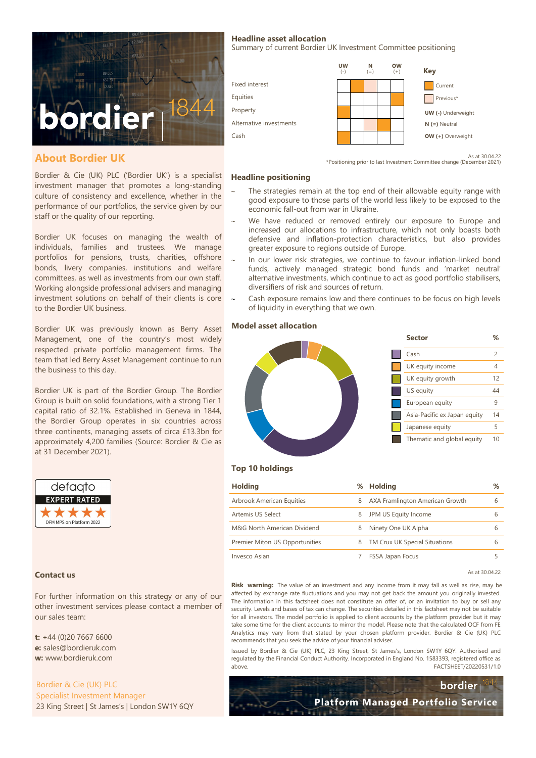## About Bordier UK

Bordier & Cie (UK) PLC ('Bordier UK') is a specialist investment manager that promotes a long-standing culture of consistency and excellence, whether in the performance of our portfolios, the service given by our staff or the quality of our reporting.

Bordier UK focuses on managing the wealth of individuals, families and trustees. We manage portfolios for pensions, trusts, charities, offshore bonds, livery companies, institutions and welfare committees, as well as investments from our own staff. Working alongside professional advisers and managing investment solutions on behalf of their clients is core to the Bordier UK business.

Bordier UK was previously known as Berry Asset Management, one of the country's most widely respected private portfolio management firms. The team that led Berry Asset Management continue to run the business to this day.

Bordier UK is part of the Bordier Group. The Bordier Group is built on solid foundations, with a strong Tier 1 capital ratio of 32.1%. Established in Geneva in 1844, the Bordier Group operates in six countries across three continents, managing assets of circa £13.3bn for approximately 4,200 families (Source: Bordier & Cie as at 31 December 2021).

defaqto EXPERT RATED ★★★★★ DFM MPS on Platform 2022

### Contact us

For further information on this strategy or any of our other investment services please contact a member of our sales team:

**t:** +44 (0)20 7667 6600
**e:** sales@bordieruk.com
**w:** www.bordieruk.com

Bordier & Cie (UK) PLC
Specialist Investment Manager
23 King Street | St James's | London SW1Y 6QY

### Headline asset allocation

Summary of current Bordier UK Investment Committee positioning

UW (-) N (=) OW (+)

Fixed interest
Equities
Property
Alternative investments
Cash

Key: Current; Previous*
UW (-) Underweight
N (=) Neutral
OW (+) Overweight

As at 30.04.22
*Positioning prior to last Investment Committee change (December 2021)

### Headline positioning

- The strategies remain at the top end of their allowable equity range with good exposure to those parts of the world less likely to be exposed to the economic fall-out from war in Ukraine.
- We have reduced or removed entirely our exposure to Europe and increased our allocations to infrastructure, which not only boasts both defensive and inflation-protection characteristics, but also provides greater exposure to regions outside of Europe.
- In our lower risk strategies, we continue to favour inflation-linked bond funds, actively managed strategic bond funds and 'market neutral' alternative investments, which continue to act as good portfolio stabilisers, diversifiers of risk and sources of return.
- Cash exposure remains low and there continues to be focus on high levels of liquidity in everything that we own.

### Model asset allocation

| Sector | % |
|---|---|
| Cash | 2 |
| UK equity income | 4 |
| UK equity growth | 12 |
| US equity | 44 |
| European equity | 9 |
| Asia-Pacific ex Japan equity | 14 |
| Japanese equity | 5 |
| Thematic and global equity | 10 |

### Top 10 holdings

| Holding | % | Holding | % |
|---|---|---|---|
| Arbrook American Equities | 8 | AXA Framlington American Growth | 6 |
| Artemis US Select | 8 | JPM US Equity Income | 6 |
| M&G North American Dividend | 8 | Ninety One UK Alpha | 6 |
| Premier Miton US Opportunities | 8 | TM Crux UK Special Situations | 6 |
| Invesco Asian | 7 | FSSA Japan Focus | 5 |

As at 30.04.22

**Risk warning:** The value of an investment and any income from it may fall as well as rise, may be affected by exchange rate fluctuations and you may not get back the amount you originally invested. The information in this factsheet does not constitute an offer of, or an invitation to buy or sell any security. Levels and bases of tax can change. The securities detailed in this factsheet may not be suitable for all investors. The model portfolio is applied to client accounts by the platform provider but it may take some time for the client accounts to mirror the model. Please note that the calculated OCF from FE Analytics may vary from that stated by your chosen platform provider. Bordier & Cie (UK) PLC recommends that you seek the advice of your financial adviser.

Issued by Bordier & Cie (UK) PLC, 23 King Street, St James's, London SW1Y 6QY. Authorised and regulated by the Financial Conduct Authority. Incorporated in England No. 1583393, registered office as above. FACTSHEET/20220531/1.0

bordier 1844 Platform Managed Portfolio Service